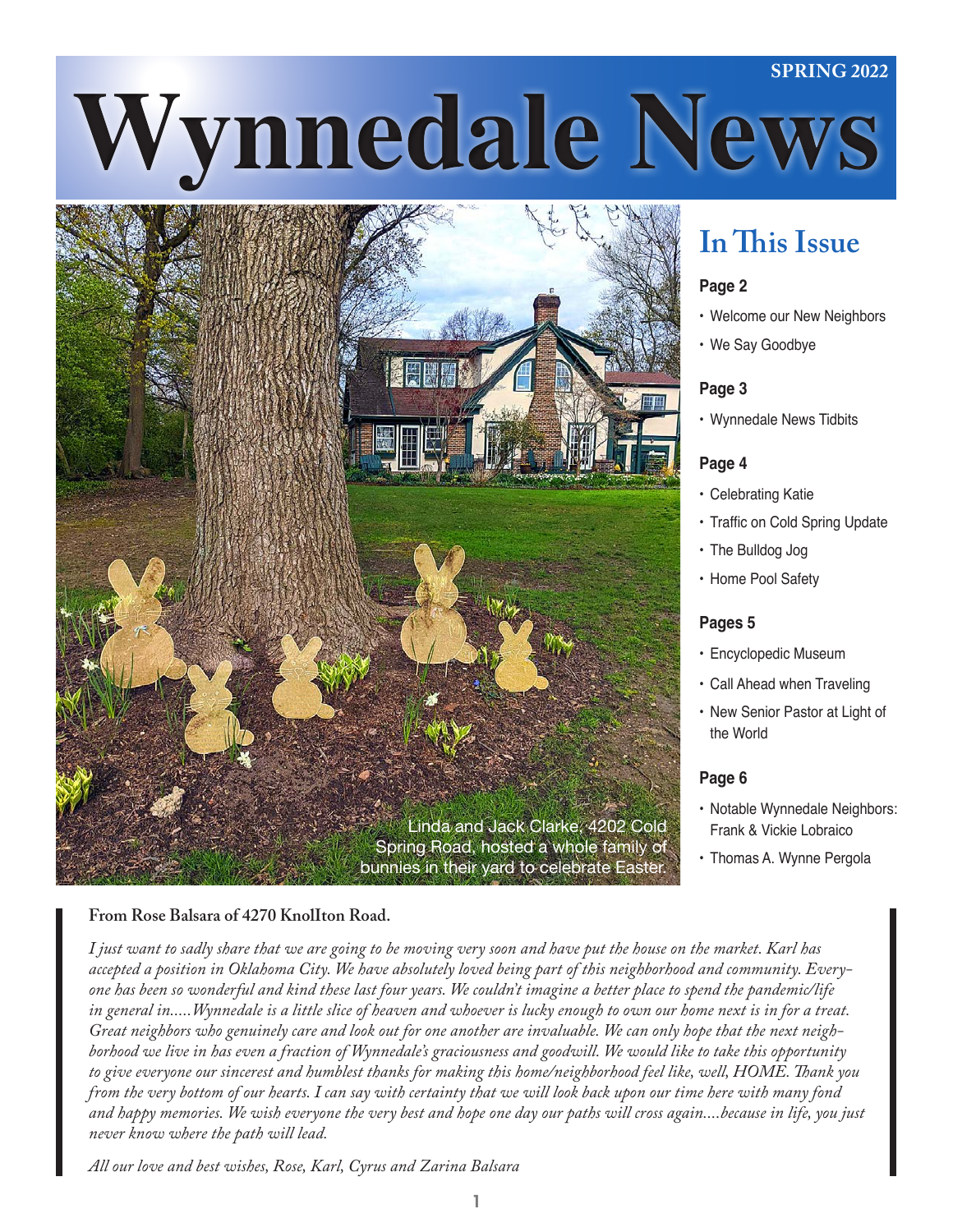SPRING 2022

# Wynnedale News

Linda and Jack Clarke, 4202 Cold Spring Road, hosted a whole family of bunnies in their yard to celebrate Easter.

## In This Issue

**Page 2**

- Welcome our New Neighbors
- We Say Goodbye

**Page 3**

- Wynnedale News Tidbits

**Page 4**

- Celebrating Katie
- Traffic on Cold Spring Update
- The Bulldog Jog
- Home Pool Safety

**Pages 5**

- Encyclopedic Museum
- Call Ahead when Traveling
- New Senior Pastor at Light of the World

**Page 6**

- Notable Wynnedale Neighbors: Frank & Vickie Lobraico
- Thomas A. Wynne Pergola

**From Rose Balsara of 4270 Knollton Road.**

*I just want to sadly share that we are going to be moving very soon and have put the house on the market. Karl has accepted a position in Oklahoma City. We have absolutely loved being part of this neighborhood and community. Everyone has been so wonderful and kind these last four years. We couldn't imagine a better place to spend the pandemic/life in general in.....Wynnedale is a little slice of heaven and whoever is lucky enough to own our home next is in for a treat. Great neighbors who genuinely care and look out for one another are invaluable. We can only hope that the next neighborhood we live in has even a fraction of Wynnedale's graciousness and goodwill. We would like to take this opportunity to give everyone our sincerest and humblest thanks for making this home/neighborhood feel like, well, HOME. Thank you from the very bottom of our hearts. I can say with certainty that we will look back upon our time here with many fond and happy memories. We wish everyone the very best and hope one day our paths will cross again....because in life, you just never know where the path will lead.*

*All our love and best wishes, Rose, Karl, Cyrus and Zarina Balsara*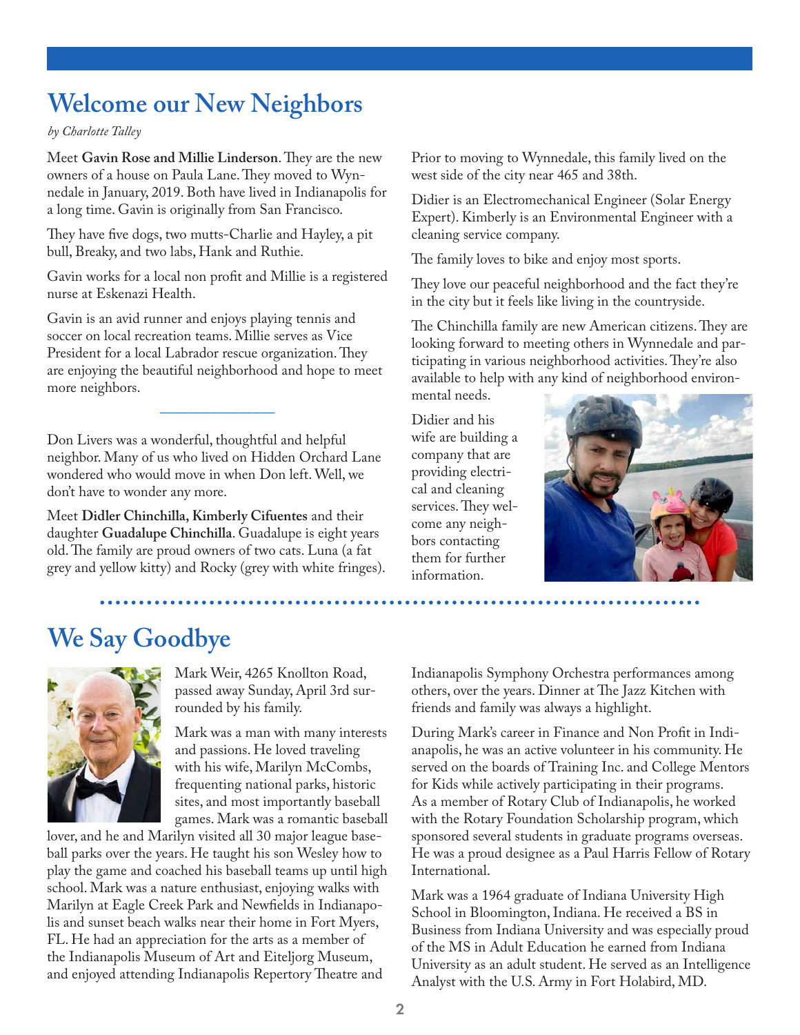# Welcome our New Neighbors

*by Charlotte Talley*

Meet **Gavin Rose and Millie Linderson**. They are the new owners of a house on Paula Lane. They moved to Wynnedale in January, 2019. Both have lived in Indianapolis for a long time. Gavin is originally from San Francisco.

They have five dogs, two mutts-Charlie and Hayley, a pit bull, Breaky, and two labs, Hank and Ruthie.

Gavin works for a local non profit and Millie is a registered nurse at Eskenazi Health.

Gavin is an avid runner and enjoys playing tennis and soccer on local recreation teams. Millie serves as Vice President for a local Labrador rescue organization. They are enjoying the beautiful neighborhood and hope to meet more neighbors.

---

Don Livers was a wonderful, thoughtful and helpful neighbor. Many of us who lived on Hidden Orchard Lane wondered who would move in when Don left. Well, we don't have to wonder any more.

Meet **Didler Chinchilla, Kimberly Cifuentes** and their daughter **Guadalupe Chinchilla**. Guadalupe is eight years old. The family are proud owners of two cats. Luna (a fat grey and yellow kitty) and Rocky (grey with white fringes).

Prior to moving to Wynnedale, this family lived on the west side of the city near 465 and 38th.

Didier is an Electromechanical Engineer (Solar Energy Expert). Kimberly is an Environmental Engineer with a cleaning service company.

The family loves to bike and enjoy most sports.

They love our peaceful neighborhood and the fact they're in the city but it feels like living in the countryside.

The Chinchilla family are new American citizens. They are looking forward to meeting others in Wynnedale and participating in various neighborhood activities. They're also available to help with any kind of neighborhood environmental needs.

Didier and his wife are building a company that are providing electrical and cleaning services. They welcome any neighbors contacting them for further information.

# We Say Goodbye

Mark Weir, 4265 Knollton Road, passed away Sunday, April 3rd surrounded by his family.

Mark was a man with many interests and passions. He loved traveling with his wife, Marilyn McCombs, frequenting national parks, historic sites, and most importantly baseball games. Mark was a romantic baseball lover, and he and Marilyn visited all 30 major league baseball parks over the years. He taught his son Wesley how to play the game and coached his baseball teams up until high school. Mark was a nature enthusiast, enjoying walks with Marilyn at Eagle Creek Park and Newfields in Indianapolis and sunset beach walks near their home in Fort Myers, FL. He had an appreciation for the arts as a member of the Indianapolis Museum of Art and Eiteljorg Museum, and enjoyed attending Indianapolis Repertory Theatre and Indianapolis Symphony Orchestra performances among others, over the years. Dinner at The Jazz Kitchen with friends and family was always a highlight.

During Mark's career in Finance and Non Profit in Indianapolis, he was an active volunteer in his community. He served on the boards of Training Inc. and College Mentors for Kids while actively participating in their programs. As a member of Rotary Club of Indianapolis, he worked with the Rotary Foundation Scholarship program, which sponsored several students in graduate programs overseas. He was a proud designee as a Paul Harris Fellow of Rotary International.

Mark was a 1964 graduate of Indiana University High School in Bloomington, Indiana. He received a BS in Business from Indiana University and was especially proud of the MS in Adult Education he earned from Indiana University as an adult student. He served as an Intelligence Analyst with the U.S. Army in Fort Holabird, MD.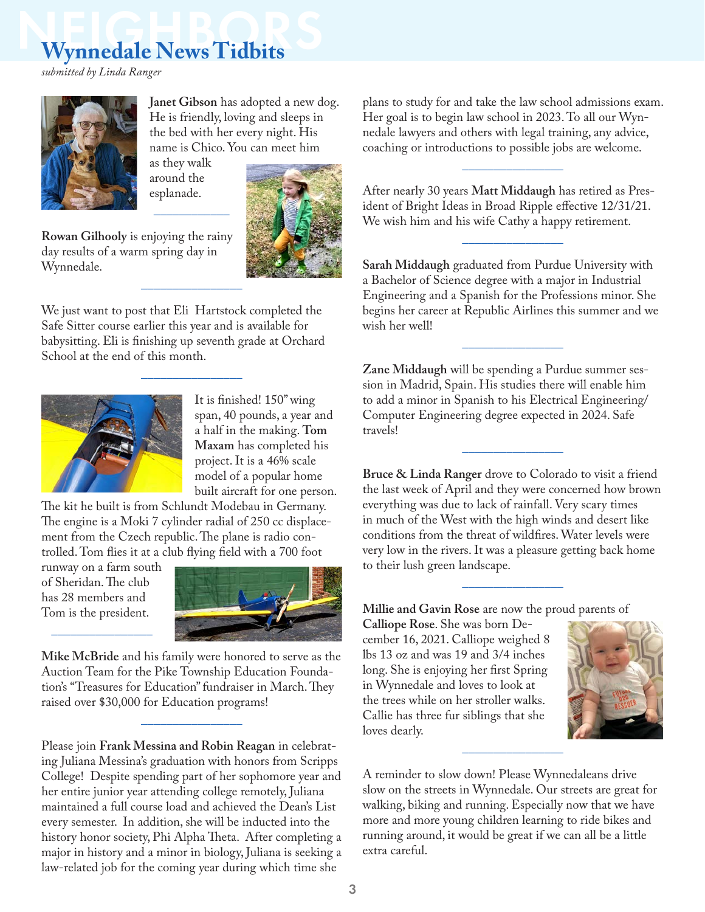# Wynnedale News Tidbits

*submitted by Linda Ranger*

**Janet Gibson** has adopted a new dog. He is friendly, loving and sleeps in the bed with her every night. His name is Chico. You can meet him as they walk around the esplanade.

---

**Rowan Gilhooly** is enjoying the rainy day results of a warm spring day in Wynnedale.

---

We just want to post that Eli Hartstock completed the Safe Sitter course earlier this year and is available for babysitting. Eli is finishing up seventh grade at Orchard School at the end of this month.

---

It is finished! 150" wing span, 40 pounds, a year and a half in the making. **Tom Maxam** has completed his project. It is a 46% scale model of a popular home built aircraft for one person. The kit he built is from Schlundt Modebau in Germany. The engine is a Moki 7 cylinder radial of 250 cc displacement from the Czech republic. The plane is radio controlled. Tom flies it at a club flying field with a 700 foot runway on a farm south of Sheridan. The club has 28 members and Tom is the president.

---

**Mike McBride** and his family were honored to serve as the Auction Team for the Pike Township Education Foundation's "Treasures for Education" fundraiser in March. They raised over $30,000 for Education programs!

---

Please join **Frank Messina and Robin Reagan** in celebrating Juliana Messina's graduation with honors from Scripps College! Despite spending part of her sophomore year and her entire junior year attending college remotely, Juliana maintained a full course load and achieved the Dean's List every semester. In addition, she will be inducted into the history honor society, Phi Alpha Theta. After completing a major in history and a minor in biology, Juliana is seeking a law-related job for the coming year during which time she plans to study for and take the law school admissions exam. Her goal is to begin law school in 2023. To all our Wynnedale lawyers and others with legal training, any advice, coaching or introductions to possible jobs are welcome.

---

After nearly 30 years **Matt Middaugh** has retired as President of Bright Ideas in Broad Ripple effective 12/31/21. We wish him and his wife Cathy a happy retirement.

---

**Sarah Middaugh** graduated from Purdue University with a Bachelor of Science degree with a major in Industrial Engineering and a Spanish for the Professions minor. She begins her career at Republic Airlines this summer and we wish her well!

---

**Zane Middaugh** will be spending a Purdue summer session in Madrid, Spain. His studies there will enable him to add a minor in Spanish to his Electrical Engineering/Computer Engineering degree expected in 2024. Safe travels!

---

**Bruce & Linda Ranger** drove to Colorado to visit a friend the last week of April and they were concerned how brown everything was due to lack of rainfall. Very scary times in much of the West with the high winds and desert like conditions from the threat of wildfires. Water levels were very low in the rivers. It was a pleasure getting back home to their lush green landscape.

---

**Millie and Gavin Rose** are now the proud parents of **Calliope Rose**. She was born December 16, 2021. Calliope weighed 8 lbs 13 oz and was 19 and 3/4 inches long. She is enjoying her first Spring in Wynnedale and loves to look at the trees while on her stroller walks. Callie has three fur siblings that she loves dearly.

---

A reminder to slow down! Please Wynnedaleans drive slow on the streets in Wynnedale. Our streets are great for walking, biking and running. Especially now that we have more and more young children learning to ride bikes and running around, it would be great if we can all be a little extra careful.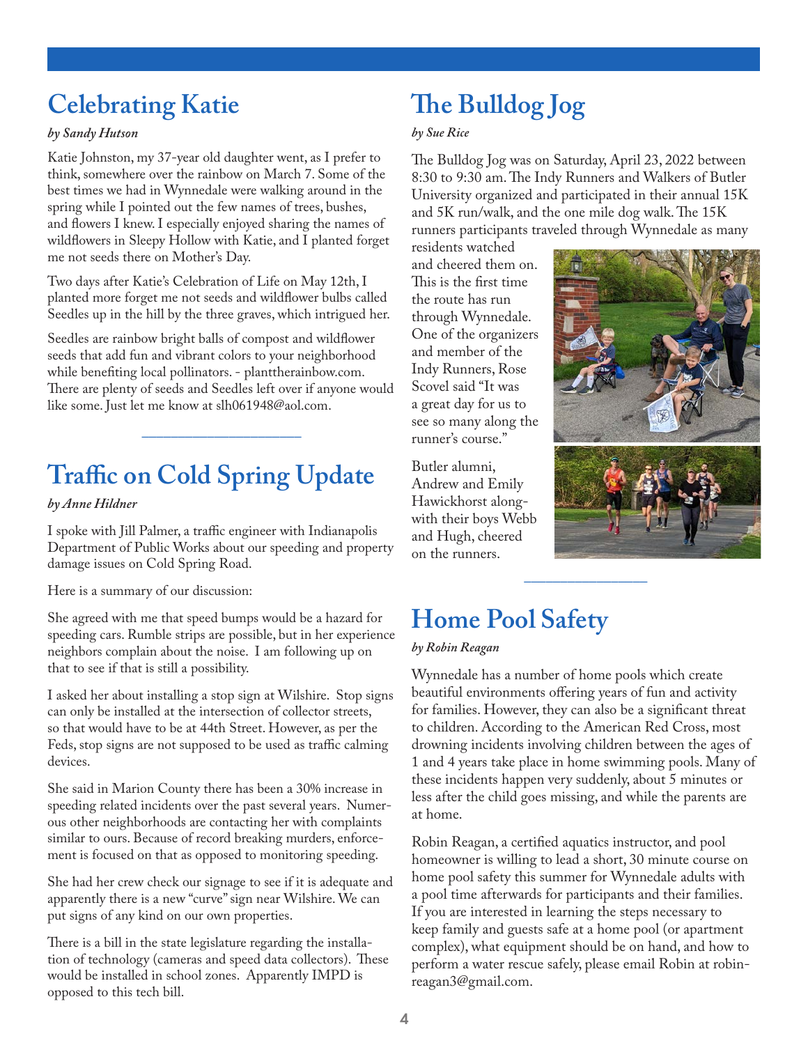## Celebrating Katie

*by Sandy Hutson*

Katie Johnston, my 37-year old daughter went, as I prefer to think, somewhere over the rainbow on March 7. Some of the best times we had in Wynnedale were walking around in the spring while I pointed out the few names of trees, bushes, and flowers I knew. I especially enjoyed sharing the names of wildflowers in Sleepy Hollow with Katie, and I planted forget me not seeds there on Mother's Day.

Two days after Katie's Celebration of Life on May 12th, I planted more forget me not seeds and wildflower bulbs called Seedles up in the hill by the three graves, which intrigued her.

Seedles are rainbow bright balls of compost and wildflower seeds that add fun and vibrant colors to your neighborhood while benefiting local pollinators. - planttherainbow.com. There are plenty of seeds and Seedles left over if anyone would like some. Just let me know at slh061948@aol.com.

---

## Traffic on Cold Spring Update

*by Anne Hildner*

I spoke with Jill Palmer, a traffic engineer with Indianapolis Department of Public Works about our speeding and property damage issues on Cold Spring Road.

Here is a summary of our discussion:

She agreed with me that speed bumps would be a hazard for speeding cars. Rumble strips are possible, but in her experience neighbors complain about the noise. I am following up on that to see if that is still a possibility.

I asked her about installing a stop sign at Wilshire. Stop signs can only be installed at the intersection of collector streets, so that would have to be at 44th Street. However, as per the Feds, stop signs are not supposed to be used as traffic calming devices.

She said in Marion County there has been a 30% increase in speeding related incidents over the past several years. Numerous other neighborhoods are contacting her with complaints similar to ours. Because of record breaking murders, enforcement is focused on that as opposed to monitoring speeding.

She had her crew check our signage to see if it is adequate and apparently there is a new "curve" sign near Wilshire. We can put signs of any kind on our own properties.

There is a bill in the state legislature regarding the installation of technology (cameras and speed data collectors). These would be installed in school zones. Apparently IMPD is opposed to this tech bill.

## The Bulldog Jog

*by Sue Rice*

The Bulldog Jog was on Saturday, April 23, 2022 between 8:30 to 9:30 am. The Indy Runners and Walkers of Butler University organized and participated in their annual 15K and 5K run/walk, and the one mile dog walk. The 15K runners participants traveled through Wynnedale as many residents watched and cheered them on. This is the first time the route has run through Wynnedale. One of the organizers and member of the Indy Runners, Rose Scovel said "It was a great day for us to see so many along the runner's course."

Butler alumni, Andrew and Emily Hawickhorst alongwith their boys Webb and Hugh, cheered on the runners.

---

## Home Pool Safety

*by Robin Reagan*

Wynnedale has a number of home pools which create beautiful environments offering years of fun and activity for families. However, they can also be a significant threat to children. According to the American Red Cross, most drowning incidents involving children between the ages of 1 and 4 years take place in home swimming pools. Many of these incidents happen very suddenly, about 5 minutes or less after the child goes missing, and while the parents are at home.

Robin Reagan, a certified aquatics instructor, and pool homeowner is willing to lead a short, 30 minute course on home pool safety this summer for Wynnedale adults with a pool time afterwards for participants and their families. If you are interested in learning the steps necessary to keep family and guests safe at a home pool (or apartment complex), what equipment should be on hand, and how to perform a water rescue safely, please email Robin at robinreagan3@gmail.com.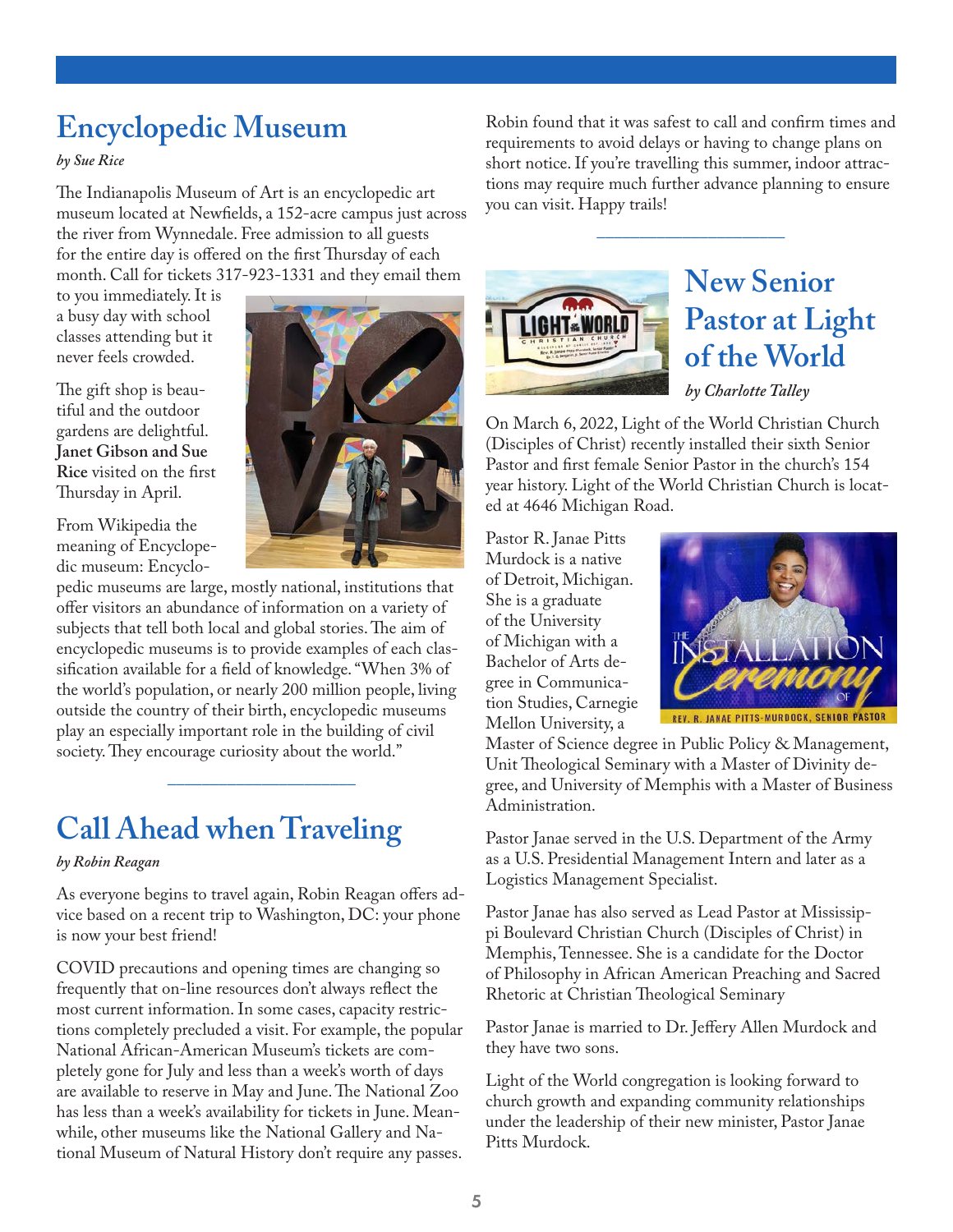## Encyclopedic Museum

*by Sue Rice*

The Indianapolis Museum of Art is an encyclopedic art museum located at Newfields, a 152-acre campus just across the river from Wynnedale. Free admission to all guests for the entire day is offered on the first Thursday of each month. Call for tickets 317-923-1331 and they email them to you immediately. It is a busy day with school classes attending but it never feels crowded.

The gift shop is beautiful and the outdoor gardens are delightful. **Janet Gibson and Sue Rice** visited on the first Thursday in April.

From Wikipedia the meaning of Encyclopedic museum: Encyclopedic museums are large, mostly national, institutions that offer visitors an abundance of information on a variety of subjects that tell both local and global stories. The aim of encyclopedic museums is to provide examples of each classification available for a field of knowledge. "When 3% of the world's population, or nearly 200 million people, living outside the country of their birth, encyclopedic museums play an especially important role in the building of civil society. They encourage curiosity about the world."

---

## Call Ahead when Traveling

*by Robin Reagan*

As everyone begins to travel again, Robin Reagan offers advice based on a recent trip to Washington, DC: your phone is now your best friend!

COVID precautions and opening times are changing so frequently that on-line resources don't always reflect the most current information. In some cases, capacity restrictions completely precluded a visit. For example, the popular National African-American Museum's tickets are completely gone for July and less than a week's worth of days are available to reserve in May and June. The National Zoo has less than a week's availability for tickets in June. Meanwhile, other museums like the National Gallery and National Museum of Natural History don't require any passes.

Robin found that it was safest to call and confirm times and requirements to avoid delays or having to change plans on short notice. If you're travelling this summer, indoor attractions may require much further advance planning to ensure you can visit. Happy trails!

---

## New Senior Pastor at Light of the World

*by Charlotte Talley*

On March 6, 2022, Light of the World Christian Church (Disciples of Christ) recently installed their sixth Senior Pastor and first female Senior Pastor in the church's 154 year history. Light of the World Christian Church is located at 4646 Michigan Road.

Pastor R. Janae Pitts Murdock is a native of Detroit, Michigan. She is a graduate of the University of Michigan with a Bachelor of Arts degree in Communication Studies, Carnegie Mellon University, a Master of Science degree in Public Policy & Management, Unit Theological Seminary with a Master of Divinity degree, and University of Memphis with a Master of Business Administration.

Pastor Janae served in the U.S. Department of the Army as a U.S. Presidential Management Intern and later as a Logistics Management Specialist.

Pastor Janae has also served as Lead Pastor at Mississippi Boulevard Christian Church (Disciples of Christ) in Memphis, Tennessee. She is a candidate for the Doctor of Philosophy in African American Preaching and Sacred Rhetoric at Christian Theological Seminary

Pastor Janae is married to Dr. Jeffery Allen Murdock and they have two sons.

Light of the World congregation is looking forward to church growth and expanding community relationships under the leadership of their new minister, Pastor Janae Pitts Murdock.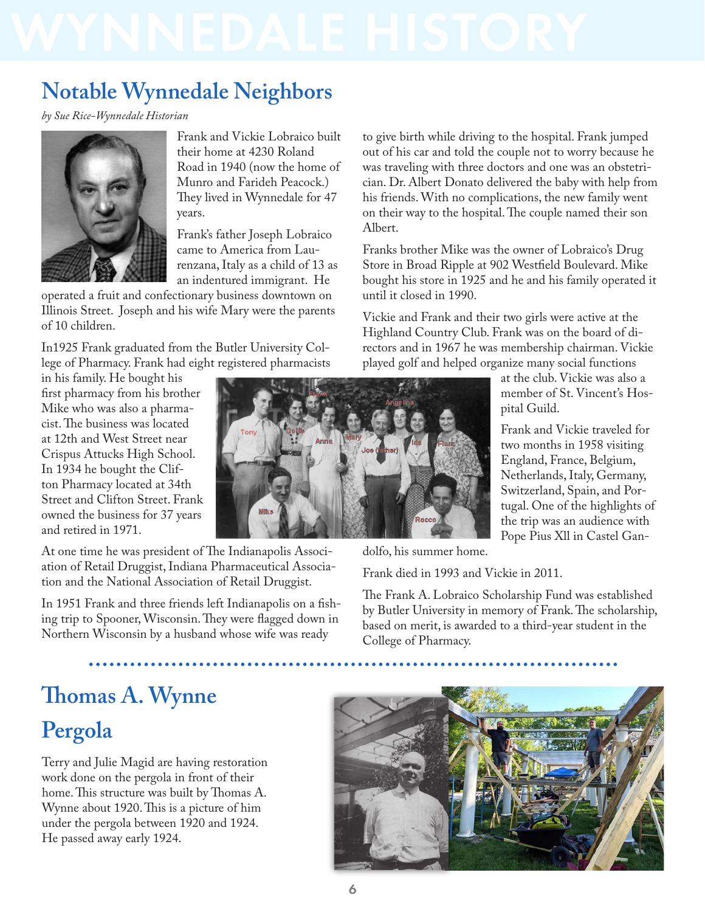# WYNNEDALE HISTORY

## Notable Wynnedale Neighbors

*by Sue Rice-Wynnedale Historian*

Frank and Vickie Lobraico built their home at 4230 Roland Road in 1940 (now the home of Munro and Farideh Peacock.) They lived in Wynnedale for 47 years.

Frank's father Joseph Lobraico came to America from Laurenzana, Italy as a child of 13 as an indentured immigrant. He operated a fruit and confectionary business downtown on Illinois Street. Joseph and his wife Mary were the parents of 10 children.

In1925 Frank graduated from the Butler University College of Pharmacy. Frank had eight registered pharmacists in his family. He bought his first pharmacy from his brother Mike who was also a pharmacist. The business was located at 12th and West Street near Crispus Attucks High School. In 1934 he bought the Clifton Pharmacy located at 34th Street and Clifton Street. Frank owned the business for 37 years and retired in 1971.

At one time he was president of The Indianapolis Association of Retail Druggist, Indiana Pharmaceutical Association and the National Association of Retail Druggist.

In 1951 Frank and three friends left Indianapolis on a fishing trip to Spooner, Wisconsin. They were flagged down in Northern Wisconsin by a husband whose wife was ready to give birth while driving to the hospital. Frank jumped out of his car and told the couple not to worry because he was traveling with three doctors and one was an obstetrician. Dr. Albert Donato delivered the baby with help from his friends. With no complications, the new family went on their way to the hospital. The couple named their son Albert.

Franks brother Mike was the owner of Lobraico's Drug Store in Broad Ripple at 902 Westfield Boulevard. Mike bought his store in 1925 and he and his family operated it until it closed in 1990.

Vickie and Frank and their two girls were active at the Highland Country Club. Frank was on the board of directors and in 1967 he was membership chairman. Vickie played golf and helped organize many social functions at the club. Vickie was also a member of St. Vincent's Hospital Guild.

Frank and Vickie traveled for two months in 1958 visiting England, France, Belgium, Netherlands, Italy, Germany, Switzerland, Spain, and Portugal. One of the highlights of the trip was an audience with Pope Pius XII in Castel Gandolfo, his summer home.

Frank died in 1993 and Vickie in 2011.

The Frank A. Lobraico Scholarship Fund was established by Butler University in memory of Frank. The scholarship, based on merit, is awarded to a third-year student in the College of Pharmacy.

## Thomas A. Wynne Pergola

Terry and Julie Magid are having restoration work done on the pergola in front of their home. This structure was built by Thomas A. Wynne about 1920. This is a picture of him under the pergola between 1920 and 1924. He passed away early 1924.